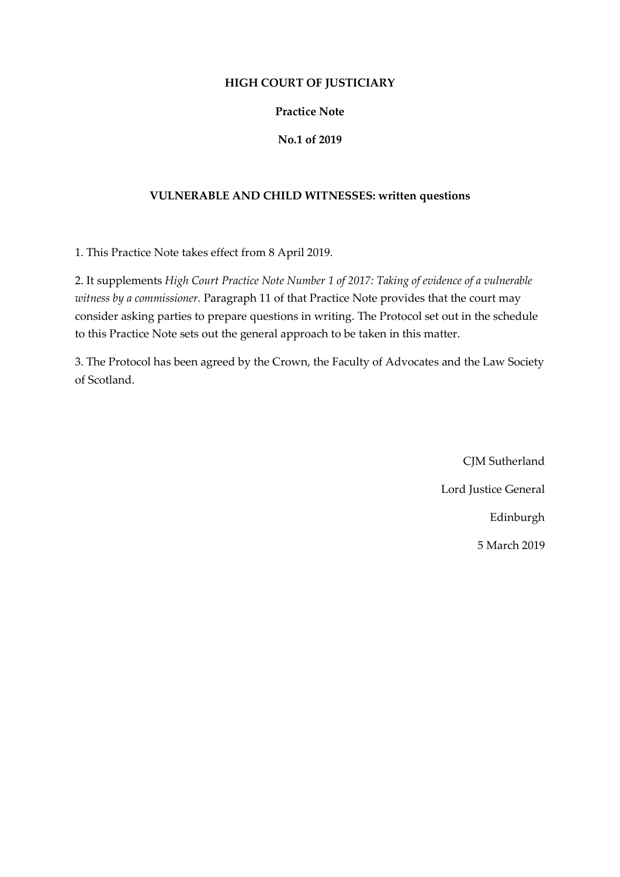**HIGH COURT OF JUSTICIARY**

**Practice Note**

**No.1 of 2019**

**VULNERABLE AND CHILD WITNESSES: written questions**

1. This Practice Note takes effect from 8 April 2019.

2. It supplements *High Court Practice Note Number 1 of 2017: Taking of evidence of a vulnerable witness by a commissioner.* Paragraph 11 of that Practice Note provides that the court may consider asking parties to prepare questions in writing. The Protocol set out in the schedule to this Practice Note sets out the general approach to be taken in this matter.

3. The Protocol has been agreed by the Crown, the Faculty of Advocates and the Law Society of Scotland.

CJM Sutherland

Lord Justice General

Edinburgh

5 March 2019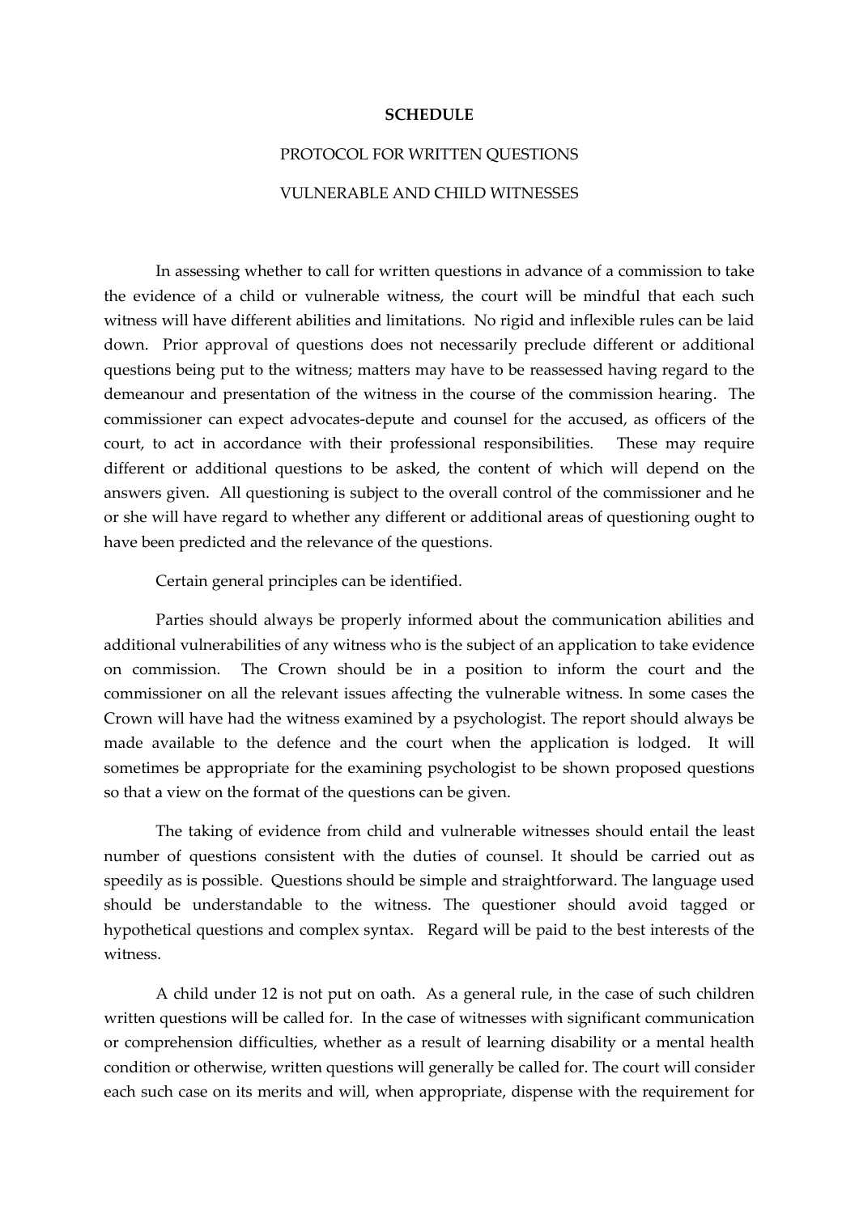**SCHEDULE**

PROTOCOL FOR WRITTEN QUESTIONS

VULNERABLE AND CHILD WITNESSES

In assessing whether to call for written questions in advance of a commission to take the evidence of a child or vulnerable witness, the court will be mindful that each such witness will have different abilities and limitations. No rigid and inflexible rules can be laid down. Prior approval of questions does not necessarily preclude different or additional questions being put to the witness; matters may have to be reassessed having regard to the demeanour and presentation of the witness in the course of the commission hearing. The commissioner can expect advocates-depute and counsel for the accused, as officers of the court, to act in accordance with their professional responsibilities. These may require different or additional questions to be asked, the content of which will depend on the answers given. All questioning is subject to the overall control of the commissioner and he or she will have regard to whether any different or additional areas of questioning ought to have been predicted and the relevance of the questions.

Certain general principles can be identified.

Parties should always be properly informed about the communication abilities and additional vulnerabilities of any witness who is the subject of an application to take evidence on commission. The Crown should be in a position to inform the court and the commissioner on all the relevant issues affecting the vulnerable witness. In some cases the Crown will have had the witness examined by a psychologist. The report should always be made available to the defence and the court when the application is lodged. It will sometimes be appropriate for the examining psychologist to be shown proposed questions so that a view on the format of the questions can be given.

The taking of evidence from child and vulnerable witnesses should entail the least number of questions consistent with the duties of counsel. It should be carried out as speedily as is possible. Questions should be simple and straightforward. The language used should be understandable to the witness. The questioner should avoid tagged or hypothetical questions and complex syntax. Regard will be paid to the best interests of the witness.

A child under 12 is not put on oath. As a general rule, in the case of such children written questions will be called for. In the case of witnesses with significant communication or comprehension difficulties, whether as a result of learning disability or a mental health condition or otherwise, written questions will generally be called for. The court will consider each such case on its merits and will, when appropriate, dispense with the requirement for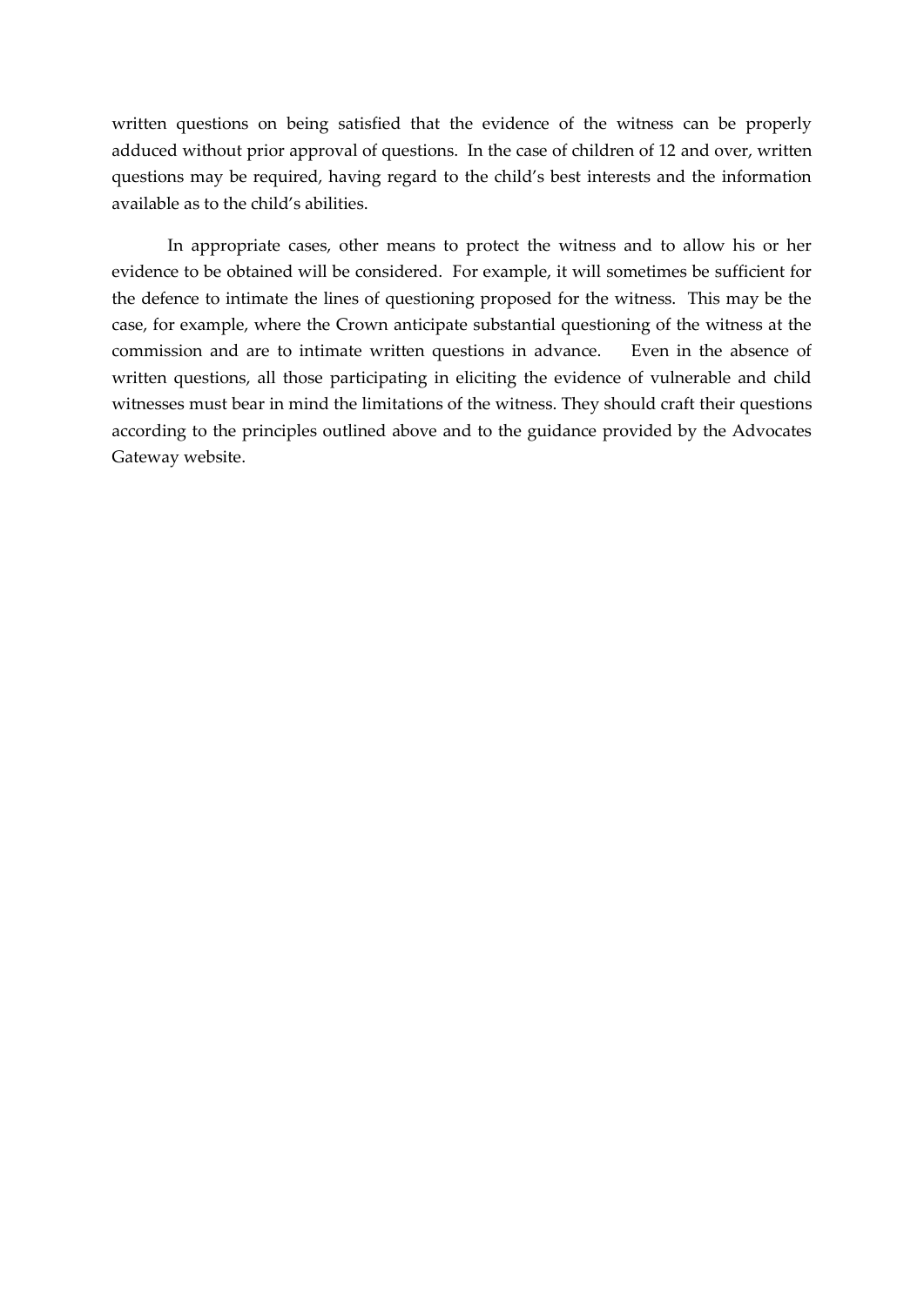written questions on being satisfied that the evidence of the witness can be properly adduced without prior approval of questions. In the case of children of 12 and over, written questions may be required, having regard to the child's best interests and the information available as to the child's abilities.

In appropriate cases, other means to protect the witness and to allow his or her evidence to be obtained will be considered. For example, it will sometimes be sufficient for the defence to intimate the lines of questioning proposed for the witness. This may be the case, for example, where the Crown anticipate substantial questioning of the witness at the commission and are to intimate written questions in advance. Even in the absence of written questions, all those participating in eliciting the evidence of vulnerable and child witnesses must bear in mind the limitations of the witness. They should craft their questions according to the principles outlined above and to the guidance provided by the Advocates Gateway website.